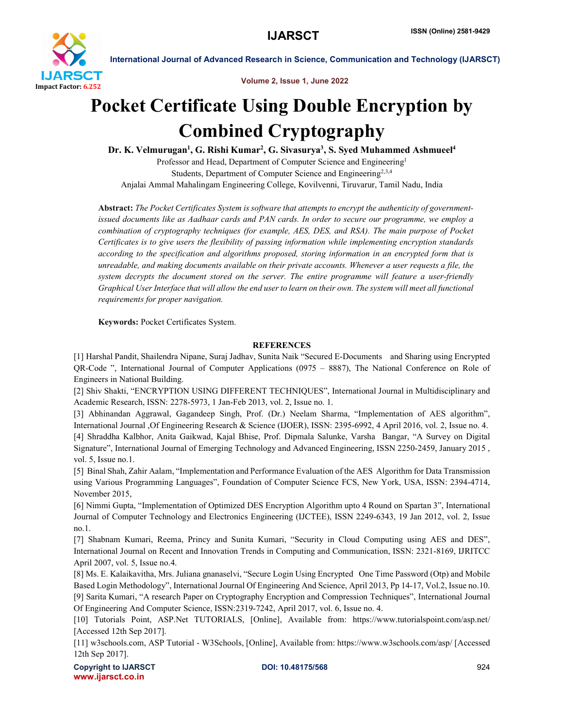# Pocket Certificate Using Double Encryption by Combined Cryptography

**Dr. K. Velmurugan[1], G. Rishi Kumar[2], G. Sivasurya[3], S. Syed Muhammed Ashmueel[4]**

Professor and Head, Department of Computer Science and Engineering[1]

Students, Department of Computer Science and Engineering[2,3,4]

Anjalai Ammal Mahalingam Engineering College, Kovilvenni, Tiruvarur, Tamil Nadu, India

**Abstract:** *The Pocket Certificates System is software that attempts to encrypt the authenticity of government-issued documents like as Aadhaar cards and PAN cards. In order to secure our programme, we employ a combination of cryptography techniques (for example, AES, DES, and RSA). The main purpose of Pocket Certificates is to give users the flexibility of passing information while implementing encryption standards according to the specification and algorithms proposed, storing information in an encrypted form that is unreadable, and making documents available on their private accounts. Whenever a user requests a file, the system decrypts the document stored on the server. The entire programme will feature a user-friendly Graphical User Interface that will allow the end user to learn on their own. The system will meet all functional requirements for proper navigation.*

**Keywords:** Pocket Certificates System.

## REFERENCES

[1] Harshal Pandit, Shailendra Nipane, Suraj Jadhav, Sunita Naik "Secured E-Documents and Sharing using Encrypted QR-Code ", International Journal of Computer Applications (0975 – 8887), The National Conference on Role of Engineers in National Building.

[2] Shiv Shakti, "ENCRYPTION USING DIFFERENT TECHNIQUES", International Journal in Multidisciplinary and Academic Research, ISSN: 2278-5973, 1 Jan-Feb 2013, vol. 2, Issue no. 1.

[3] Abhinandan Aggrawal, Gagandeep Singh, Prof. (Dr.) Neelam Sharma, "Implementation of AES algorithm", International Journal ,Of Engineering Research & Science (IJOER), ISSN: 2395-6992, 4 April 2016, vol. 2, Issue no. 4.

[4] Shraddha Kalbhor, Anita Gaikwad, Kajal Bhise, Prof. Dipmala Salunke, Varsha Bangar, "A Survey on Digital Signature", International Journal of Emerging Technology and Advanced Engineering, ISSN 2250-2459, January 2015 , vol. 5, Issue no.1.

[5] Binal Shah, Zahir Aalam, "Implementation and Performance Evaluation of the AES Algorithm for Data Transmission using Various Programming Languages", Foundation of Computer Science FCS, New York, USA, ISSN: 2394-4714, November 2015,

[6] Nimmi Gupta, "Implementation of Optimized DES Encryption Algorithm upto 4 Round on Spartan 3", International Journal of Computer Technology and Electronics Engineering (IJCTEE), ISSN 2249-6343, 19 Jan 2012, vol. 2, Issue no.1.

[7] Shabnam Kumari, Reema, Princy and Sunita Kumari, "Security in Cloud Computing using AES and DES", International Journal on Recent and Innovation Trends in Computing and Communication, ISSN: 2321-8169, IJRITCC April 2007, vol. 5, Issue no.4.

[8] Ms. E. Kalaikavitha, Mrs. Juliana gnanaselvi, "Secure Login Using Encrypted One Time Password (Otp) and Mobile Based Login Methodology", International Journal Of Engineering And Science, April 2013, Pp 14-17, Vol.2, Issue no.10.

[9] Sarita Kumari, "A research Paper on Cryptography Encryption and Compression Techniques", International Journal Of Engineering And Computer Science, ISSN:2319-7242, April 2017, vol. 6, Issue no. 4.

[10] Tutorials Point, ASP.Net TUTORIALS, [Online], Available from: https://www.tutorialspoint.com/asp.net/ [Accessed 12th Sep 2017].

[11] w3schools.com, ASP Tutorial - W3Schools, [Online], Available from: https://www.w3schools.com/asp/ [Accessed 12th Sep 2017].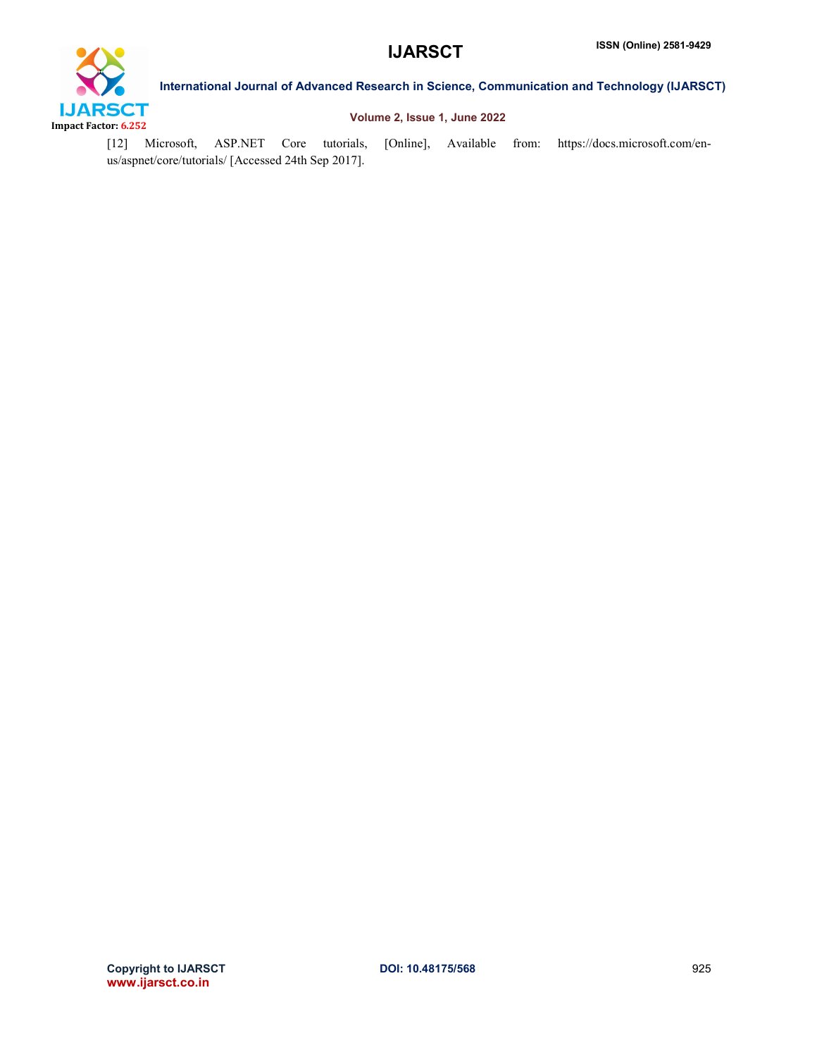[12] Microsoft, ASP.NET Core tutorials, [Online], Available from: https://docs.microsoft.com/en-us/aspnet/core/tutorials/ [Accessed 24th Sep 2017].